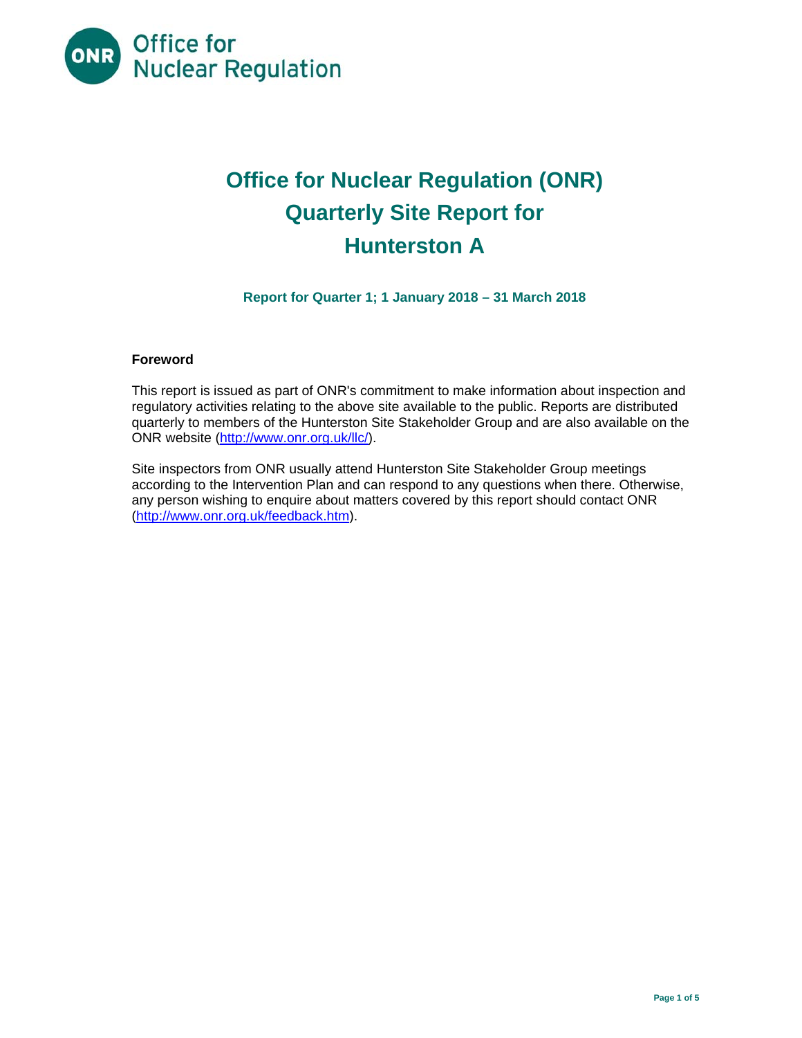Office for Nuclear Regulation

# Office for Nuclear Regulation (ONR) Quarterly Site Report for Hunterston A

**Report for Quarter 1; 1 January 2018 – 31 March 2018**

### Foreword

This report is issued as part of ONR's commitment to make information about inspection and regulatory activities relating to the above site available to the public. Reports are distributed quarterly to members of the Hunterston Site Stakeholder Group and are also available on the ONR website (http://www.onr.org.uk/llc/).

Site inspectors from ONR usually attend Hunterston Site Stakeholder Group meetings according to the Intervention Plan and can respond to any questions when there. Otherwise, any person wishing to enquire about matters covered by this report should contact ONR (http://www.onr.org.uk/feedback.htm).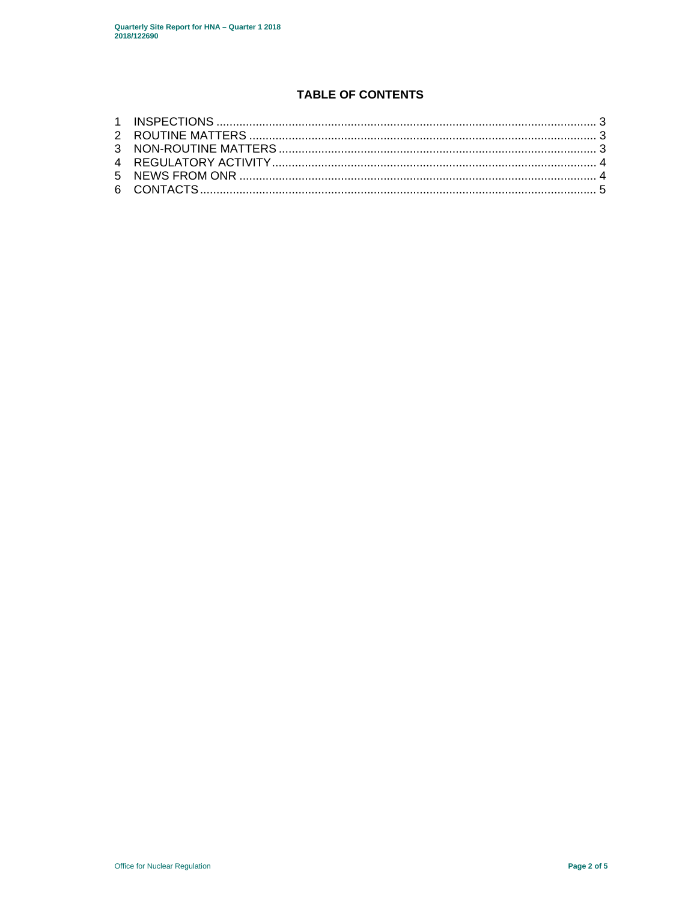# TABLE OF CONTENTS

1 INSPECTIONS ..................................................................................................................... 3
2 ROUTINE MATTERS ........................................................................................................... 3
3 NON-ROUTINE MATTERS ................................................................................................. 3
4 REGULATORY ACTIVITY................................................................................................... 4
5 NEWS FROM ONR ............................................................................................................. 4
6 CONTACTS ......................................................................................................................... 5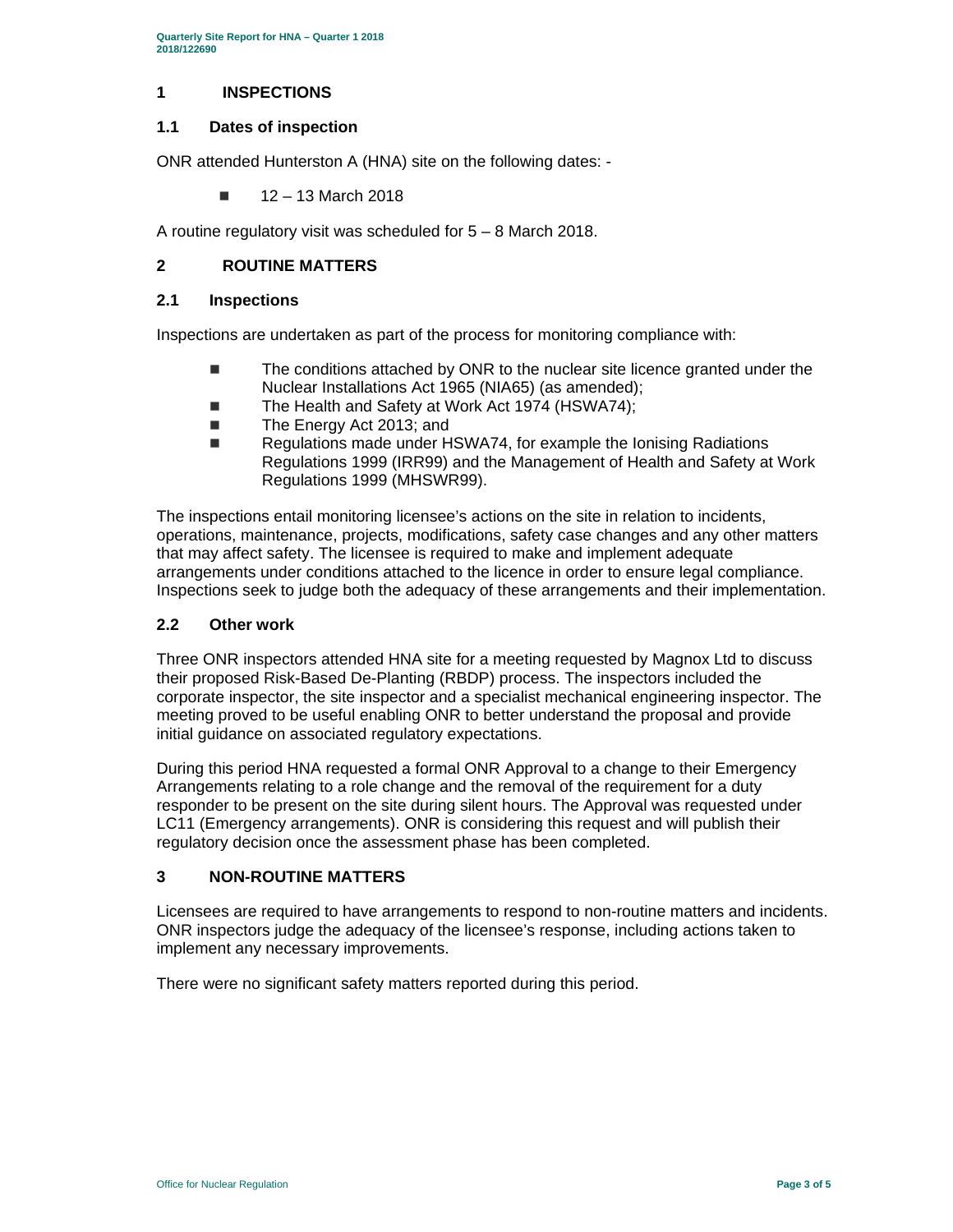# 1 INSPECTIONS

## 1.1 Dates of inspection

ONR attended Hunterston A (HNA) site on the following dates: -

- 12 – 13 March 2018

A routine regulatory visit was scheduled for 5 – 8 March 2018.

# 2 ROUTINE MATTERS

## 2.1 Inspections

Inspections are undertaken as part of the process for monitoring compliance with:

- The conditions attached by ONR to the nuclear site licence granted under the Nuclear Installations Act 1965 (NIA65) (as amended);
- The Health and Safety at Work Act 1974 (HSWA74);
- The Energy Act 2013; and
- Regulations made under HSWA74, for example the Ionising Radiations Regulations 1999 (IRR99) and the Management of Health and Safety at Work Regulations 1999 (MHSWR99).

The inspections entail monitoring licensee's actions on the site in relation to incidents, operations, maintenance, projects, modifications, safety case changes and any other matters that may affect safety. The licensee is required to make and implement adequate arrangements under conditions attached to the licence in order to ensure legal compliance. Inspections seek to judge both the adequacy of these arrangements and their implementation.

## 2.2 Other work

Three ONR inspectors attended HNA site for a meeting requested by Magnox Ltd to discuss their proposed Risk-Based De-Planting (RBDP) process. The inspectors included the corporate inspector, the site inspector and a specialist mechanical engineering inspector. The meeting proved to be useful enabling ONR to better understand the proposal and provide initial guidance on associated regulatory expectations.

During this period HNA requested a formal ONR Approval to a change to their Emergency Arrangements relating to a role change and the removal of the requirement for a duty responder to be present on the site during silent hours. The Approval was requested under LC11 (Emergency arrangements). ONR is considering this request and will publish their regulatory decision once the assessment phase has been completed.

# 3 NON-ROUTINE MATTERS

Licensees are required to have arrangements to respond to non-routine matters and incidents. ONR inspectors judge the adequacy of the licensee's response, including actions taken to implement any necessary improvements.

There were no significant safety matters reported during this period.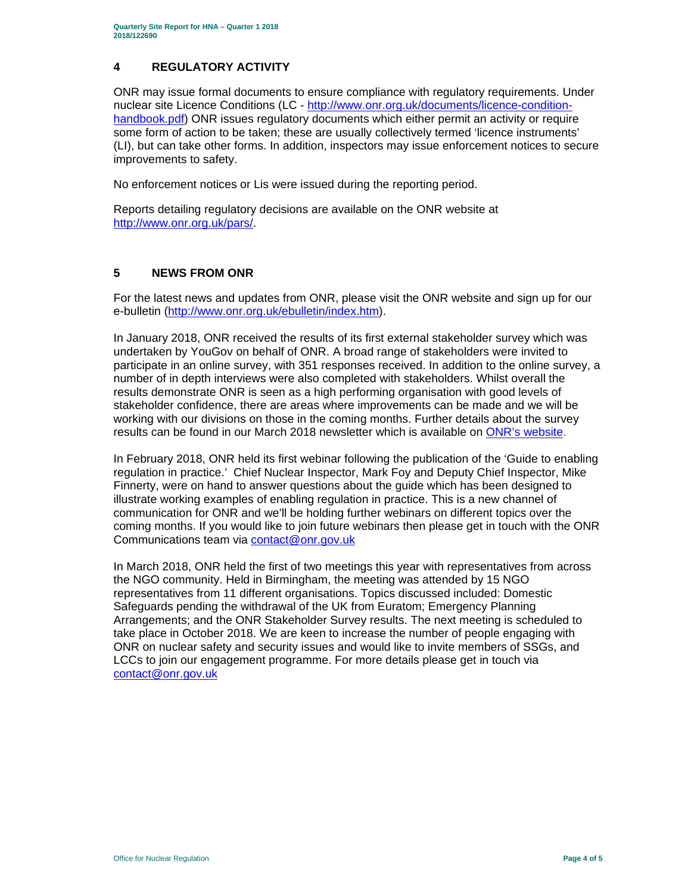## 4 REGULATORY ACTIVITY

ONR may issue formal documents to ensure compliance with regulatory requirements. Under nuclear site Licence Conditions (LC - [http://www.onr.org.uk/documents/licence-condition-handbook.pdf](http://www.onr.org.uk/documents/licence-condition-handbook.pdf)) ONR issues regulatory documents which either permit an activity or require some form of action to be taken; these are usually collectively termed 'licence instruments' (LI), but can take other forms. In addition, inspectors may issue enforcement notices to secure improvements to safety.

No enforcement notices or Lis were issued during the reporting period.

Reports detailing regulatory decisions are available on the ONR website at [http://www.onr.org.uk/pars/](http://www.onr.org.uk/pars/).

## 5 NEWS FROM ONR

For the latest news and updates from ONR, please visit the ONR website and sign up for our e-bulletin ([http://www.onr.org.uk/ebulletin/index.htm](http://www.onr.org.uk/ebulletin/index.htm)).

In January 2018, ONR received the results of its first external stakeholder survey which was undertaken by YouGov on behalf of ONR. A broad range of stakeholders were invited to participate in an online survey, with 351 responses received. In addition to the online survey, a number of in depth interviews were also completed with stakeholders. Whilst overall the results demonstrate ONR is seen as a high performing organisation with good levels of stakeholder confidence, there are areas where improvements can be made and we will be working with our divisions on those in the coming months. Further details about the survey results can be found in our March 2018 newsletter which is available on ONR's website.

In February 2018, ONR held its first webinar following the publication of the 'Guide to enabling regulation in practice.' Chief Nuclear Inspector, Mark Foy and Deputy Chief Inspector, Mike Finnerty, were on hand to answer questions about the guide which has been designed to illustrate working examples of enabling regulation in practice. This is a new channel of communication for ONR and we'll be holding further webinars on different topics over the coming months. If you would like to join future webinars then please get in touch with the ONR Communications team via [contact@onr.gov.uk](mailto:contact@onr.gov.uk)

In March 2018, ONR held the first of two meetings this year with representatives from across the NGO community. Held in Birmingham, the meeting was attended by 15 NGO representatives from 11 different organisations. Topics discussed included: Domestic Safeguards pending the withdrawal of the UK from Euratom; Emergency Planning Arrangements; and the ONR Stakeholder Survey results. The next meeting is scheduled to take place in October 2018. We are keen to increase the number of people engaging with ONR on nuclear safety and security issues and would like to invite members of SSGs, and LCCs to join our engagement programme. For more details please get in touch via [contact@onr.gov.uk](mailto:contact@onr.gov.uk)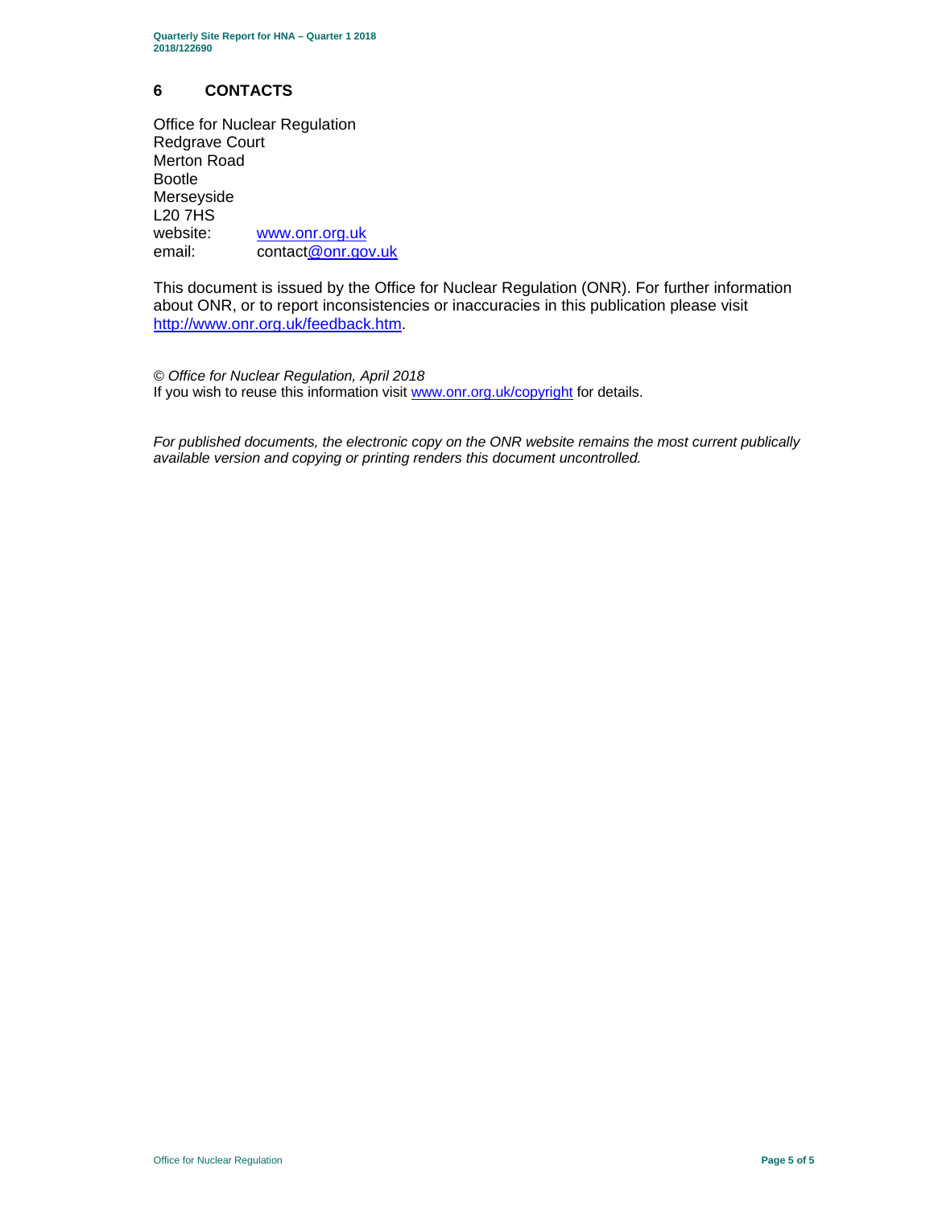## 6 CONTACTS

Office for Nuclear Regulation
Redgrave Court
Merton Road
Bootle
Merseyside
L20 7HS
website: www.onr.org.uk
email: contact@onr.gov.uk

This document is issued by the Office for Nuclear Regulation (ONR). For further information about ONR, or to report inconsistencies or inaccuracies in this publication please visit http://www.onr.org.uk/feedback.htm.

*© Office for Nuclear Regulation, April 2018*
If you wish to reuse this information visit www.onr.org.uk/copyright for details.

*For published documents, the electronic copy on the ONR website remains the most current publically available version and copying or printing renders this document uncontrolled.*